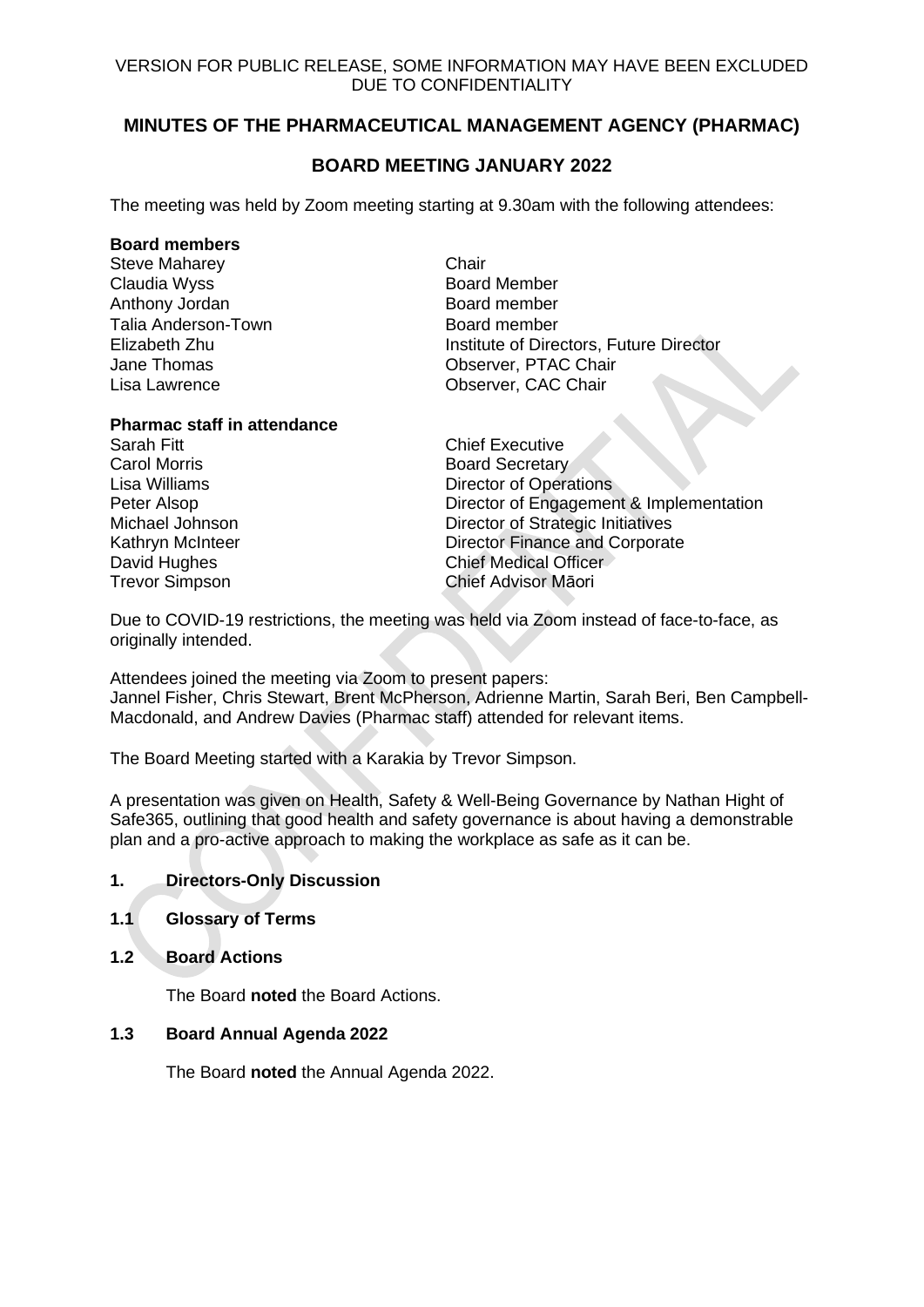VERSION FOR PUBLIC RELEASE, SOME INFORMATION MAY HAVE BEEN EXCLUDED DUE TO CONFIDENTIALITY

# MINUTES OF THE PHARMACEUTICAL MANAGEMENT AGENCY (PHARMAC)

## BOARD MEETING JANUARY 2022

The meeting was held by Zoom meeting starting at 9.30am with the following attendees:

**Board members**

| | |
|---|---|
| Steve Maharey | Chair |
| Claudia Wyss | Board Member |
| Anthony Jordan | Board member |
| Talia Anderson-Town | Board member |
| Elizabeth Zhu | Institute of Directors, Future Director |
| Jane Thomas | Observer, PTAC Chair |
| Lisa Lawrence | Observer, CAC Chair |

**Pharmac staff in attendance**

| | |
|---|---|
| Sarah Fitt | Chief Executive |
| Carol Morris | Board Secretary |
| Lisa Williams | Director of Operations |
| Peter Alsop | Director of Engagement & Implementation |
| Michael Johnson | Director of Strategic Initiatives |
| Kathryn McInteer | Director Finance and Corporate |
| David Hughes | Chief Medical Officer |
| Trevor Simpson | Chief Advisor Māori |

Due to COVID-19 restrictions, the meeting was held via Zoom instead of face-to-face, as originally intended.

Attendees joined the meeting via Zoom to present papers:
Jannel Fisher, Chris Stewart, Brent McPherson, Adrienne Martin, Sarah Beri, Ben Campbell-Macdonald, and Andrew Davies (Pharmac staff) attended for relevant items.

The Board Meeting started with a Karakia by Trevor Simpson.

A presentation was given on Health, Safety & Well-Being Governance by Nathan Hight of Safe365, outlining that good health and safety governance is about having a demonstrable plan and a pro-active approach to making the workplace as safe as it can be.

### 1. Directors-Only Discussion

### 1.1 Glossary of Terms

### 1.2 Board Actions

The Board **noted** the Board Actions.

### 1.3 Board Annual Agenda 2022

The Board **noted** the Annual Agenda 2022.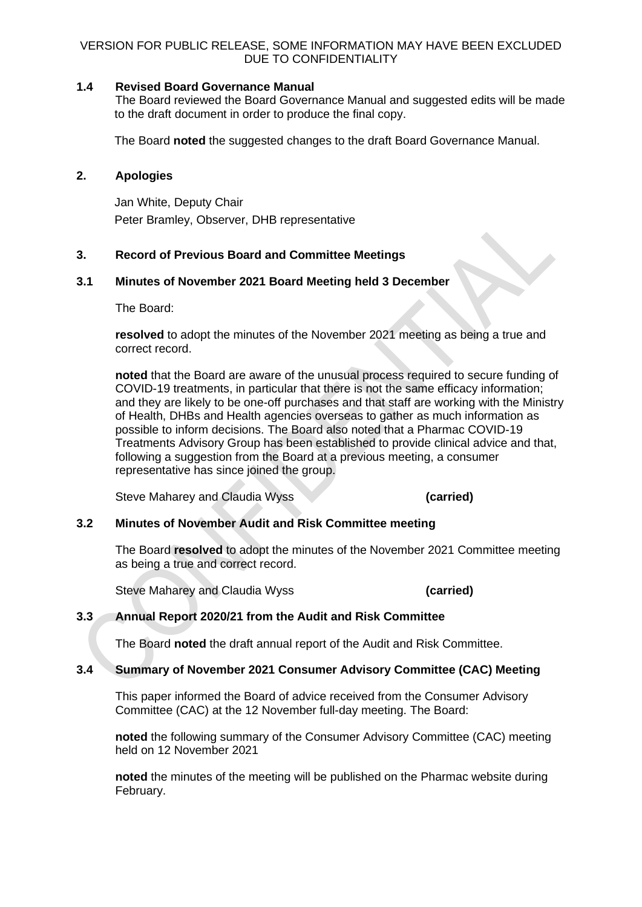VERSION FOR PUBLIC RELEASE, SOME INFORMATION MAY HAVE BEEN EXCLUDED DUE TO CONFIDENTIALITY

### 1.4 Revised Board Governance Manual

The Board reviewed the Board Governance Manual and suggested edits will be made to the draft document in order to produce the final copy.

The Board **noted** the suggested changes to the draft Board Governance Manual.

## 2. Apologies

Jan White, Deputy Chair
Peter Bramley, Observer, DHB representative

## 3. Record of Previous Board and Committee Meetings

### 3.1 Minutes of November 2021 Board Meeting held 3 December

The Board:

**resolved** to adopt the minutes of the November 2021 meeting as being a true and correct record.

**noted** that the Board are aware of the unusual process required to secure funding of COVID-19 treatments, in particular that there is not the same efficacy information; and they are likely to be one-off purchases and that staff are working with the Ministry of Health, DHBs and Health agencies overseas to gather as much information as possible to inform decisions. The Board also noted that a Pharmac COVID-19 Treatments Advisory Group has been established to provide clinical advice and that, following a suggestion from the Board at a previous meeting, a consumer representative has since joined the group.

Steve Maharey and Claudia Wyss **(carried)**

### 3.2 Minutes of November Audit and Risk Committee meeting

The Board **resolved** to adopt the minutes of the November 2021 Committee meeting as being a true and correct record.

Steve Maharey and Claudia Wyss **(carried)**

### 3.3 Annual Report 2020/21 from the Audit and Risk Committee

The Board **noted** the draft annual report of the Audit and Risk Committee.

### 3.4 Summary of November 2021 Consumer Advisory Committee (CAC) Meeting

This paper informed the Board of advice received from the Consumer Advisory Committee (CAC) at the 12 November full-day meeting. The Board:

**noted** the following summary of the Consumer Advisory Committee (CAC) meeting held on 12 November 2021

**noted** the minutes of the meeting will be published on the Pharmac website during February.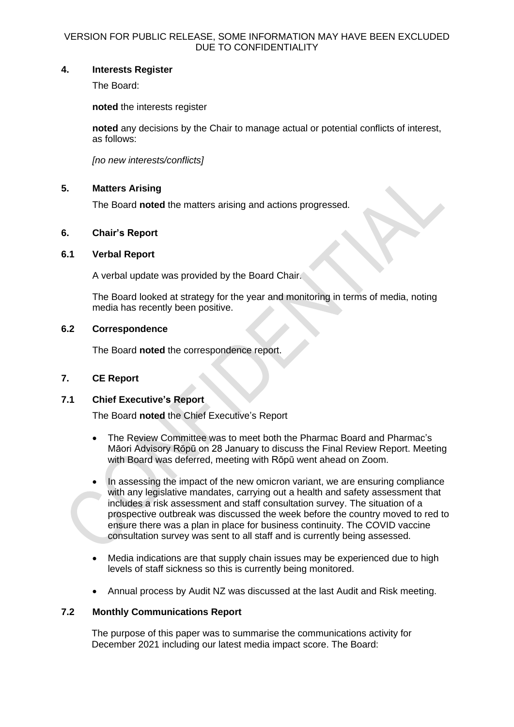## 4. Interests Register

The Board:

**noted** the interests register

**noted** any decisions by the Chair to manage actual or potential conflicts of interest, as follows:

*[no new interests/conflicts]*

## 5. Matters Arising

The Board **noted** the matters arising and actions progressed.

## 6. Chair's Report

### 6.1 Verbal Report

A verbal update was provided by the Board Chair.

The Board looked at strategy for the year and monitoring in terms of media, noting media has recently been positive.

### 6.2 Correspondence

The Board **noted** the correspondence report.

## 7. CE Report

### 7.1 Chief Executive's Report

The Board **noted** the Chief Executive's Report

- The Review Committee was to meet both the Pharmac Board and Pharmac's Māori Advisory Rōpū on 28 January to discuss the Final Review Report. Meeting with Board was deferred, meeting with Rōpū went ahead on Zoom.
- In assessing the impact of the new omicron variant, we are ensuring compliance with any legislative mandates, carrying out a health and safety assessment that includes a risk assessment and staff consultation survey. The situation of a prospective outbreak was discussed the week before the country moved to red to ensure there was a plan in place for business continuity. The COVID vaccine consultation survey was sent to all staff and is currently being assessed.
- Media indications are that supply chain issues may be experienced due to high levels of staff sickness so this is currently being monitored.
- Annual process by Audit NZ was discussed at the last Audit and Risk meeting.

### 7.2 Monthly Communications Report

The purpose of this paper was to summarise the communications activity for December 2021 including our latest media impact score. The Board: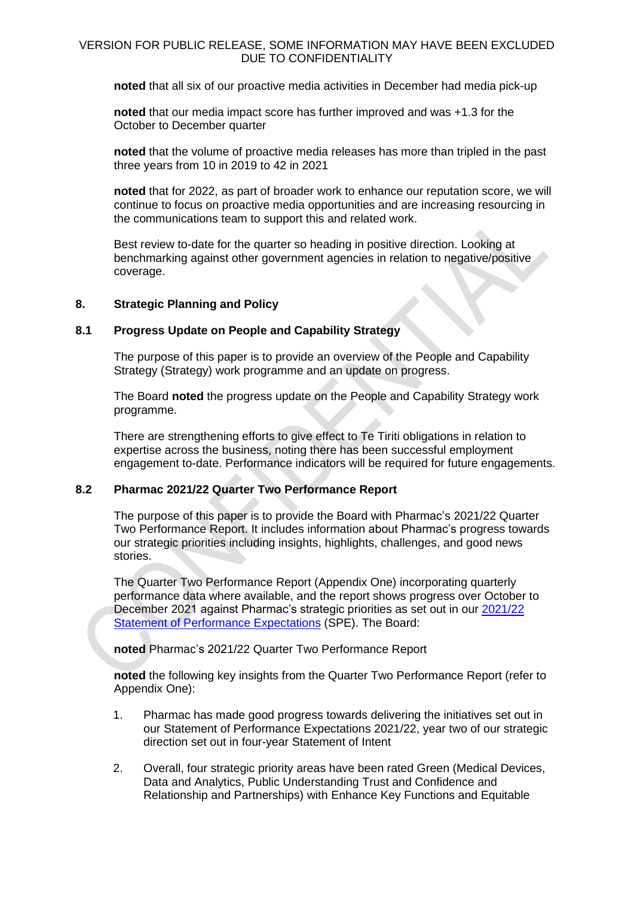**noted** that all six of our proactive media activities in December had media pick-up

**noted** that our media impact score has further improved and was +1.3 for the October to December quarter

**noted** that the volume of proactive media releases has more than tripled in the past three years from 10 in 2019 to 42 in 2021

**noted** that for 2022, as part of broader work to enhance our reputation score, we will continue to focus on proactive media opportunities and are increasing resourcing in the communications team to support this and related work.

Best review to-date for the quarter so heading in positive direction. Looking at benchmarking against other government agencies in relation to negative/positive coverage.

## 8. Strategic Planning and Policy

### 8.1 Progress Update on People and Capability Strategy

The purpose of this paper is to provide an overview of the People and Capability Strategy (Strategy) work programme and an update on progress.

The Board **noted** the progress update on the People and Capability Strategy work programme.

There are strengthening efforts to give effect to Te Tiriti obligations in relation to expertise across the business, noting there has been successful employment engagement to-date. Performance indicators will be required for future engagements.

### 8.2 Pharmac 2021/22 Quarter Two Performance Report

The purpose of this paper is to provide the Board with Pharmac's 2021/22 Quarter Two Performance Report. It includes information about Pharmac's progress towards our strategic priorities including insights, highlights, challenges, and good news stories.

The Quarter Two Performance Report (Appendix One) incorporating quarterly performance data where available, and the report shows progress over October to December 2021 against Pharmac's strategic priorities as set out in our 2021/22 Statement of Performance Expectations (SPE). The Board:

**noted** Pharmac's 2021/22 Quarter Two Performance Report

**noted** the following key insights from the Quarter Two Performance Report (refer to Appendix One):

1. Pharmac has made good progress towards delivering the initiatives set out in our Statement of Performance Expectations 2021/22, year two of our strategic direction set out in four-year Statement of Intent
2. Overall, four strategic priority areas have been rated Green (Medical Devices, Data and Analytics, Public Understanding Trust and Confidence and Relationship and Partnerships) with Enhance Key Functions and Equitable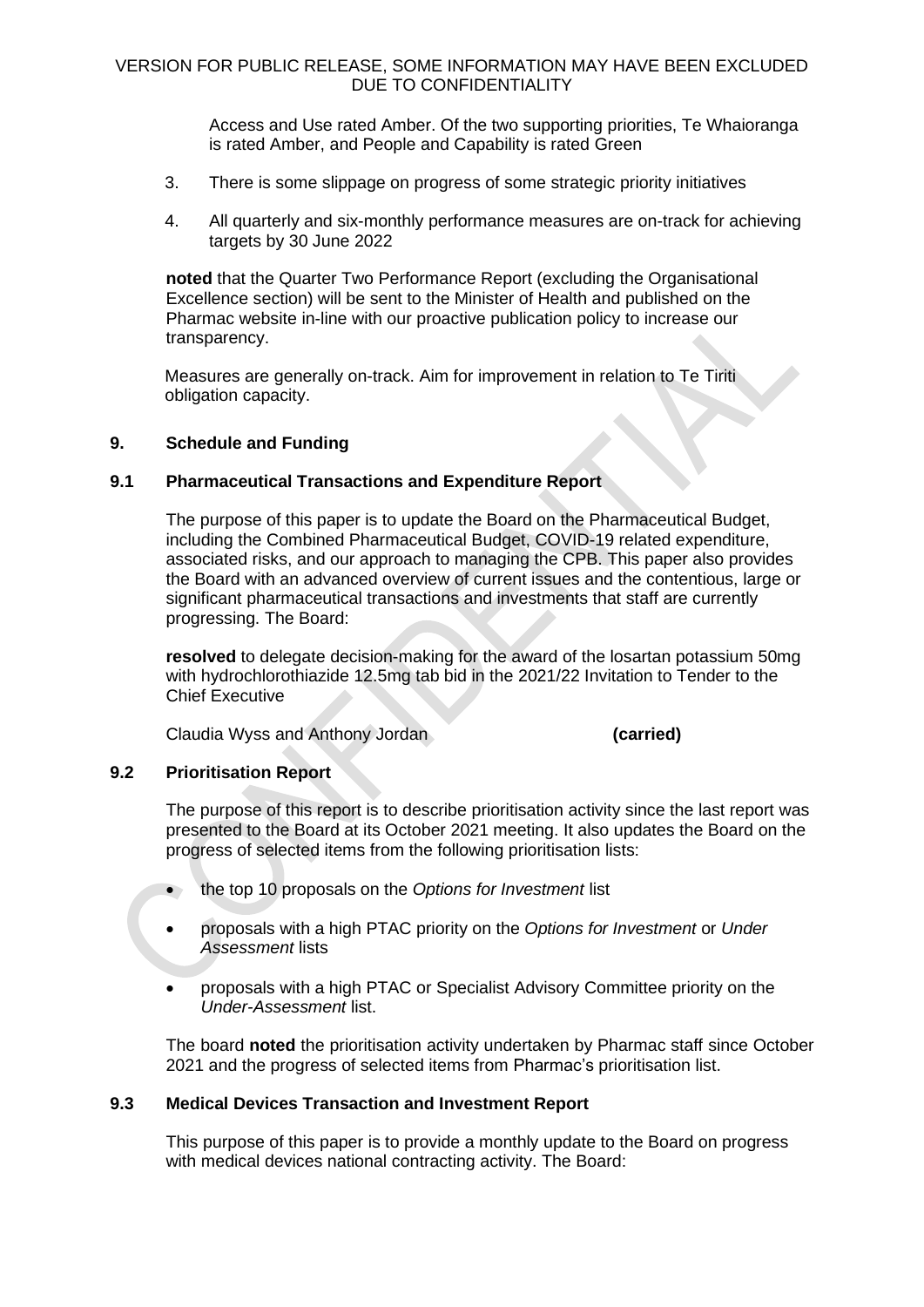Access and Use rated Amber. Of the two supporting priorities, Te Whaioranga is rated Amber, and People and Capability is rated Green

3. There is some slippage on progress of some strategic priority initiatives

4. All quarterly and six-monthly performance measures are on-track for achieving targets by 30 June 2022

**noted** that the Quarter Two Performance Report (excluding the Organisational Excellence section) will be sent to the Minister of Health and published on the Pharmac website in-line with our proactive publication policy to increase our transparency.

Measures are generally on-track. Aim for improvement in relation to Te Tiriti obligation capacity.

## 9. Schedule and Funding

### 9.1 Pharmaceutical Transactions and Expenditure Report

The purpose of this paper is to update the Board on the Pharmaceutical Budget, including the Combined Pharmaceutical Budget, COVID-19 related expenditure, associated risks, and our approach to managing the CPB. This paper also provides the Board with an advanced overview of current issues and the contentious, large or significant pharmaceutical transactions and investments that staff are currently progressing. The Board:

**resolved** to delegate decision-making for the award of the losartan potassium 50mg with hydrochlorothiazide 12.5mg tab bid in the 2021/22 Invitation to Tender to the Chief Executive

Claudia Wyss and Anthony Jordan **(carried)**

### 9.2 Prioritisation Report

The purpose of this report is to describe prioritisation activity since the last report was presented to the Board at its October 2021 meeting. It also updates the Board on the progress of selected items from the following prioritisation lists:

- the top 10 proposals on the *Options for Investment* list
- proposals with a high PTAC priority on the *Options for Investment* or *Under Assessment* lists
- proposals with a high PTAC or Specialist Advisory Committee priority on the *Under-Assessment* list.

The board **noted** the prioritisation activity undertaken by Pharmac staff since October 2021 and the progress of selected items from Pharmac's prioritisation list.

### 9.3 Medical Devices Transaction and Investment Report

This purpose of this paper is to provide a monthly update to the Board on progress with medical devices national contracting activity. The Board: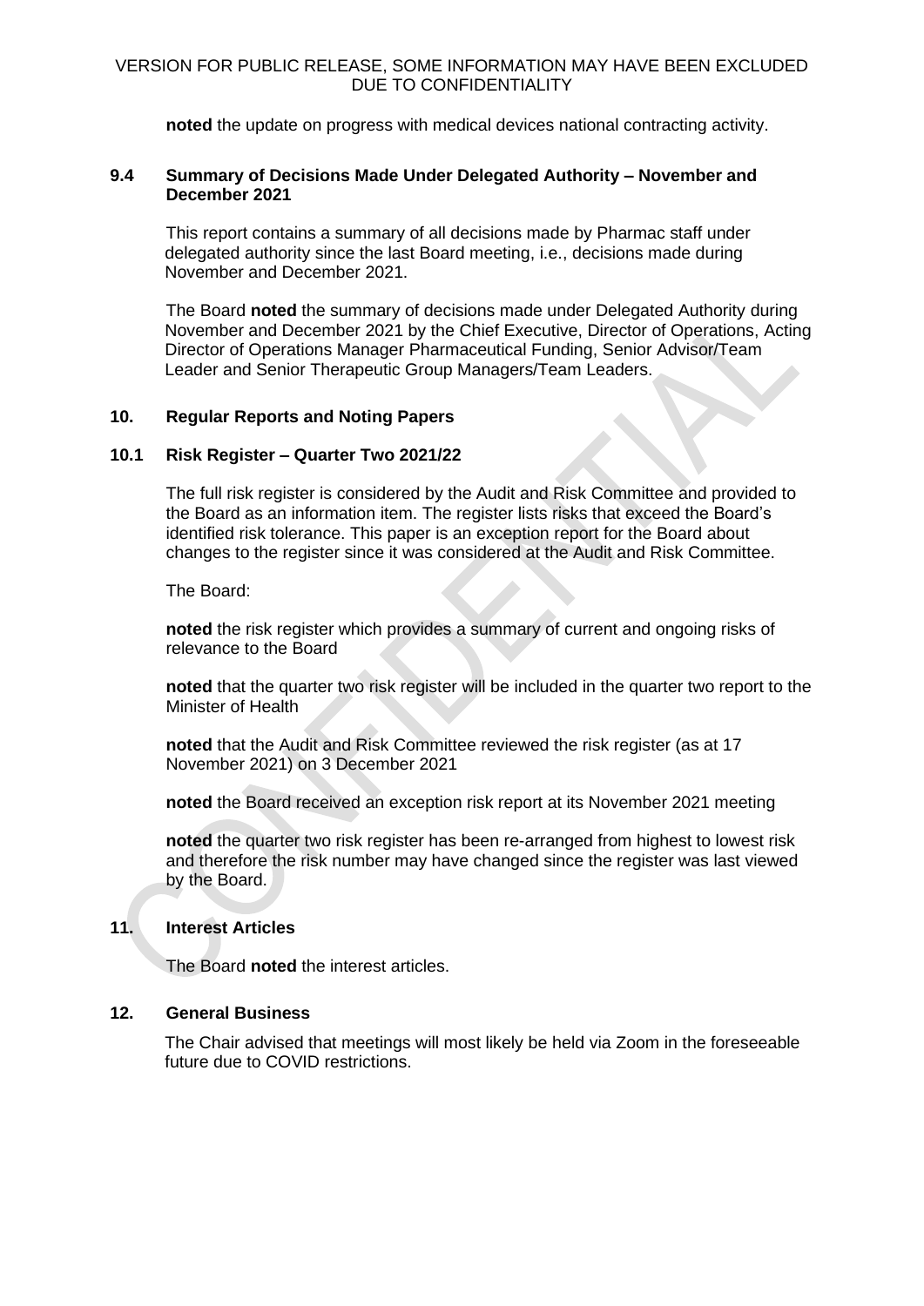**noted** the update on progress with medical devices national contracting activity.

### 9.4 Summary of Decisions Made Under Delegated Authority – November and December 2021

This report contains a summary of all decisions made by Pharmac staff under delegated authority since the last Board meeting, i.e., decisions made during November and December 2021.

The Board **noted** the summary of decisions made under Delegated Authority during November and December 2021 by the Chief Executive, Director of Operations, Acting Director of Operations Manager Pharmaceutical Funding, Senior Advisor/Team Leader and Senior Therapeutic Group Managers/Team Leaders.

## 10. Regular Reports and Noting Papers

### 10.1 Risk Register – Quarter Two 2021/22

The full risk register is considered by the Audit and Risk Committee and provided to the Board as an information item. The register lists risks that exceed the Board's identified risk tolerance. This paper is an exception report for the Board about changes to the register since it was considered at the Audit and Risk Committee.

The Board:

**noted** the risk register which provides a summary of current and ongoing risks of relevance to the Board

**noted** that the quarter two risk register will be included in the quarter two report to the Minister of Health

**noted** that the Audit and Risk Committee reviewed the risk register (as at 17 November 2021) on 3 December 2021

**noted** the Board received an exception risk report at its November 2021 meeting

**noted** the quarter two risk register has been re-arranged from highest to lowest risk and therefore the risk number may have changed since the register was last viewed by the Board.

## 11. Interest Articles

The Board **noted** the interest articles.

## 12. General Business

The Chair advised that meetings will most likely be held via Zoom in the foreseeable future due to COVID restrictions.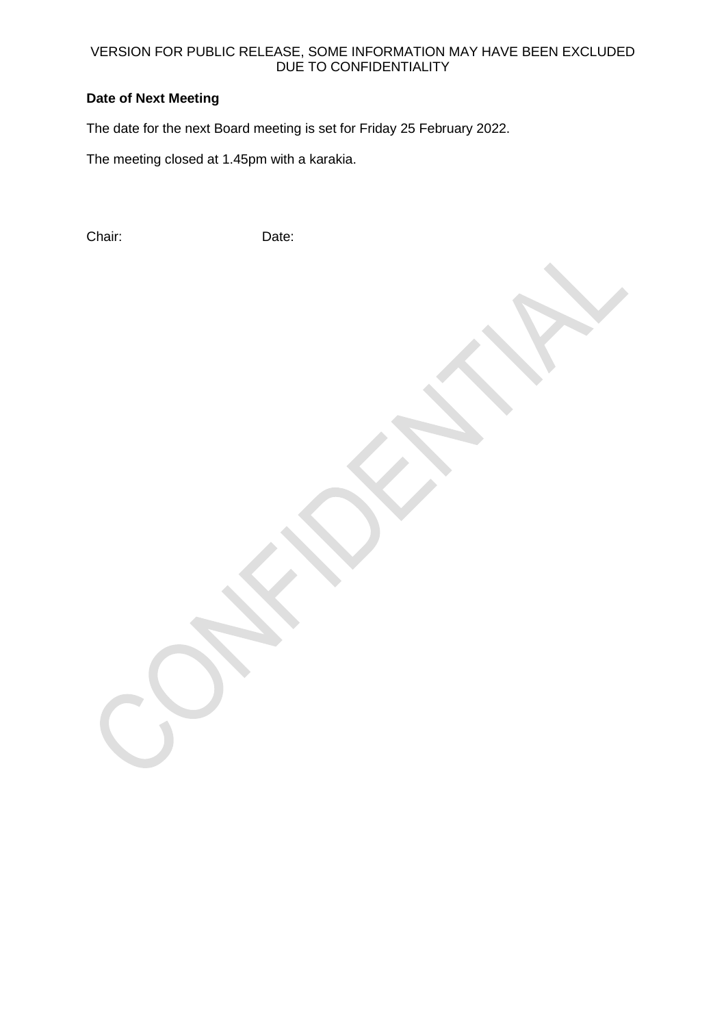**Date of Next Meeting**

The date for the next Board meeting is set for Friday 25 February 2022.

The meeting closed at 1.45pm with a karakia.

Chair: Date: